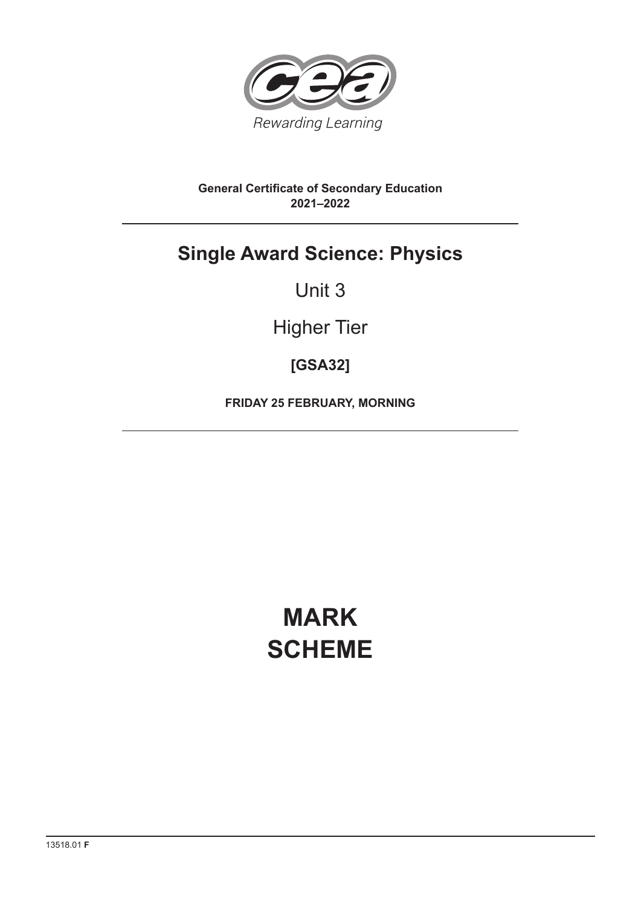Rewarding Learning

**General Certificate of Secondary Education**
**2021–2022**

# Single Award Science: Physics

## Unit 3

## Higher Tier

**[GSA32]**

**FRIDAY 25 FEBRUARY, MORNING**

# MARK SCHEME

13518.01 **F**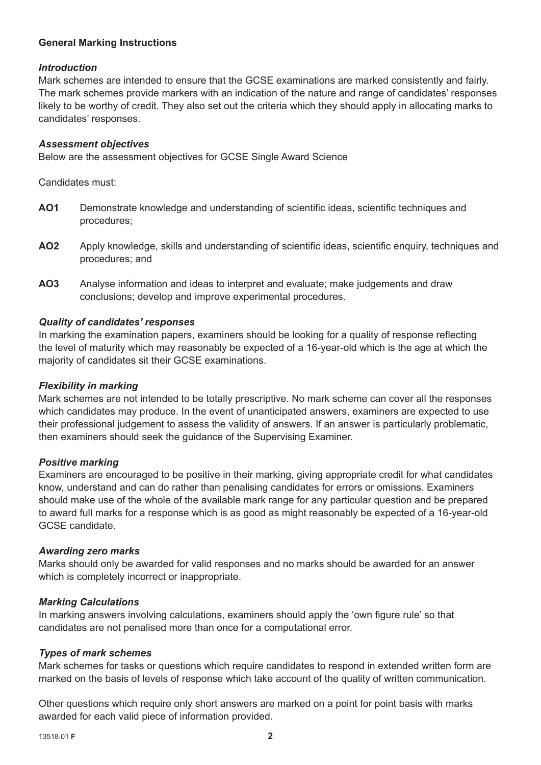**General Marking Instructions**

***Introduction***

Mark schemes are intended to ensure that the GCSE examinations are marked consistently and fairly. The mark schemes provide markers with an indication of the nature and range of candidates' responses likely to be worthy of credit. They also set out the criteria which they should apply in allocating marks to candidates' responses.

***Assessment objectives***

Below are the assessment objectives for GCSE Single Award Science

Candidates must:

**AO1** Demonstrate knowledge and understanding of scientific ideas, scientific techniques and procedures;

**AO2** Apply knowledge, skills and understanding of scientific ideas, scientific enquiry, techniques and procedures; and

**AO3** Analyse information and ideas to interpret and evaluate; make judgements and draw conclusions; develop and improve experimental procedures.

***Quality of candidates' responses***

In marking the examination papers, examiners should be looking for a quality of response reflecting the level of maturity which may reasonably be expected of a 16-year-old which is the age at which the majority of candidates sit their GCSE examinations.

***Flexibility in marking***

Mark schemes are not intended to be totally prescriptive. No mark scheme can cover all the responses which candidates may produce. In the event of unanticipated answers, examiners are expected to use their professional judgement to assess the validity of answers. If an answer is particularly problematic, then examiners should seek the guidance of the Supervising Examiner.

***Positive marking***

Examiners are encouraged to be positive in their marking, giving appropriate credit for what candidates know, understand and can do rather than penalising candidates for errors or omissions. Examiners should make use of the whole of the available mark range for any particular question and be prepared to award full marks for a response which is as good as might reasonably be expected of a 16-year-old GCSE candidate.

***Awarding zero marks***

Marks should only be awarded for valid responses and no marks should be awarded for an answer which is completely incorrect or inappropriate.

***Marking Calculations***

In marking answers involving calculations, examiners should apply the 'own figure rule' so that candidates are not penalised more than once for a computational error.

***Types of mark schemes***

Mark schemes for tasks or questions which require candidates to respond in extended written form are marked on the basis of levels of response which take account of the quality of written communication.

Other questions which require only short answers are marked on a point for point basis with marks awarded for each valid piece of information provided.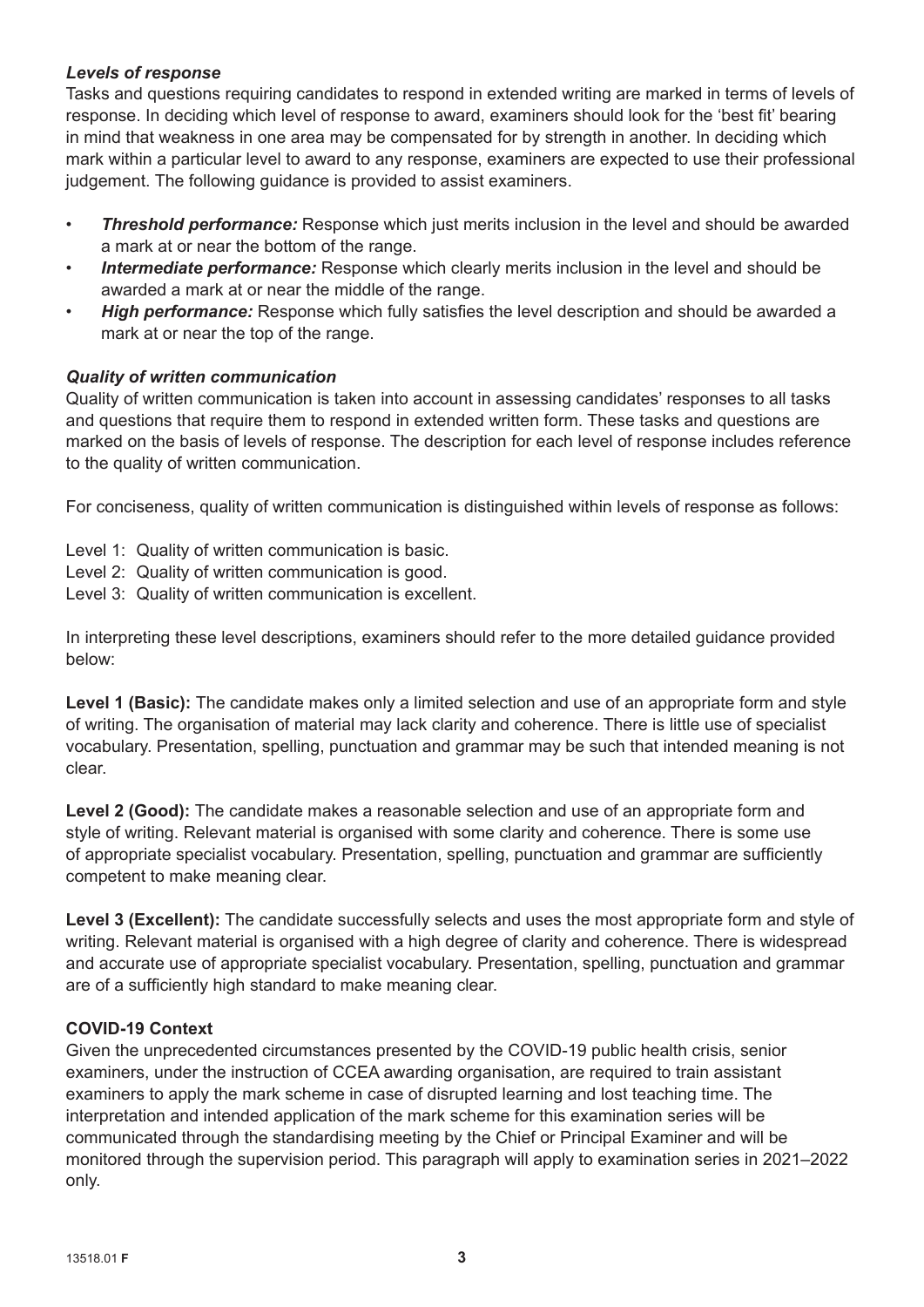### *Levels of response*

Tasks and questions requiring candidates to respond in extended writing are marked in terms of levels of response. In deciding which level of response to award, examiners should look for the 'best fit' bearing in mind that weakness in one area may be compensated for by strength in another. In deciding which mark within a particular level to award to any response, examiners are expected to use their professional judgement. The following guidance is provided to assist examiners.

- ***Threshold performance:*** Response which just merits inclusion in the level and should be awarded a mark at or near the bottom of the range.
- ***Intermediate performance:*** Response which clearly merits inclusion in the level and should be awarded a mark at or near the middle of the range.
- ***High performance:*** Response which fully satisfies the level description and should be awarded a mark at or near the top of the range.

### *Quality of written communication*

Quality of written communication is taken into account in assessing candidates' responses to all tasks and questions that require them to respond in extended written form. These tasks and questions are marked on the basis of levels of response. The description for each level of response includes reference to the quality of written communication.

For conciseness, quality of written communication is distinguished within levels of response as follows:

Level 1: Quality of written communication is basic.
Level 2: Quality of written communication is good.
Level 3: Quality of written communication is excellent.

In interpreting these level descriptions, examiners should refer to the more detailed guidance provided below:

**Level 1 (Basic):** The candidate makes only a limited selection and use of an appropriate form and style of writing. The organisation of material may lack clarity and coherence. There is little use of specialist vocabulary. Presentation, spelling, punctuation and grammar may be such that intended meaning is not clear.

**Level 2 (Good):** The candidate makes a reasonable selection and use of an appropriate form and style of writing. Relevant material is organised with some clarity and coherence. There is some use of appropriate specialist vocabulary. Presentation, spelling, punctuation and grammar are sufficiently competent to make meaning clear.

**Level 3 (Excellent):** The candidate successfully selects and uses the most appropriate form and style of writing. Relevant material is organised with a high degree of clarity and coherence. There is widespread and accurate use of appropriate specialist vocabulary. Presentation, spelling, punctuation and grammar are of a sufficiently high standard to make meaning clear.

### COVID-19 Context

Given the unprecedented circumstances presented by the COVID-19 public health crisis, senior examiners, under the instruction of CCEA awarding organisation, are required to train assistant examiners to apply the mark scheme in case of disrupted learning and lost teaching time. The interpretation and intended application of the mark scheme for this examination series will be communicated through the standardising meeting by the Chief or Principal Examiner and will be monitored through the supervision period. This paragraph will apply to examination series in 2021–2022 only.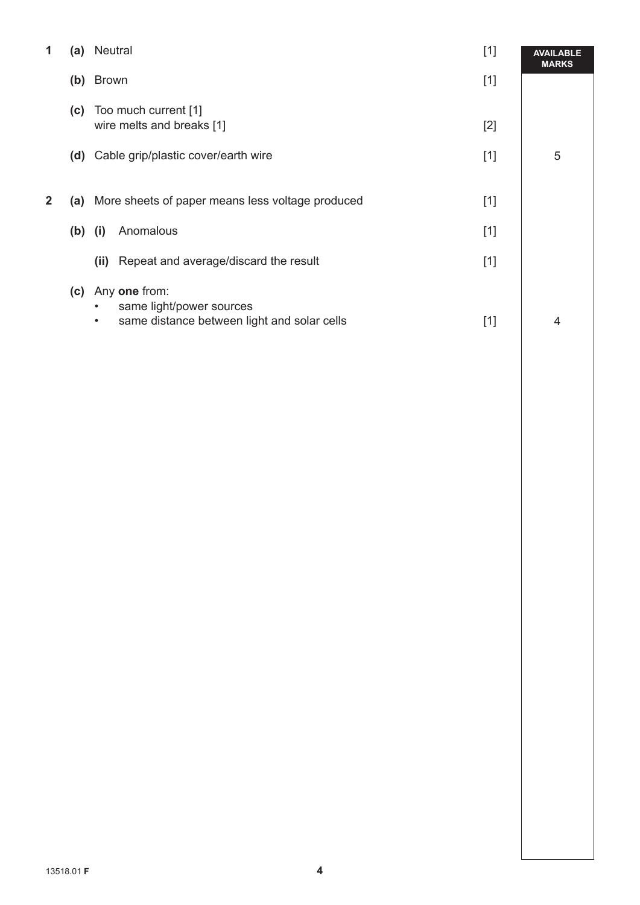| | | | Available Marks |
|---|---|---|---|
| **1** | **(a)** Neutral | [1] | |
| | **(b)** Brown | [1] | |
| | **(c)** Too much current [1]<br>wire melts and breaks [1] | [2] | |
| | **(d)** Cable grip/plastic cover/earth wire | [1] | 5 |
| **2** | **(a)** More sheets of paper means less voltage produced | [1] | |
| | **(b)** **(i)** Anomalous | [1] | |
| | **(ii)** Repeat and average/discard the result | [1] | |
| | **(c)** Any **one** from:<br>• same light/power sources<br>• same distance between light and solar cells | [1] | 4 |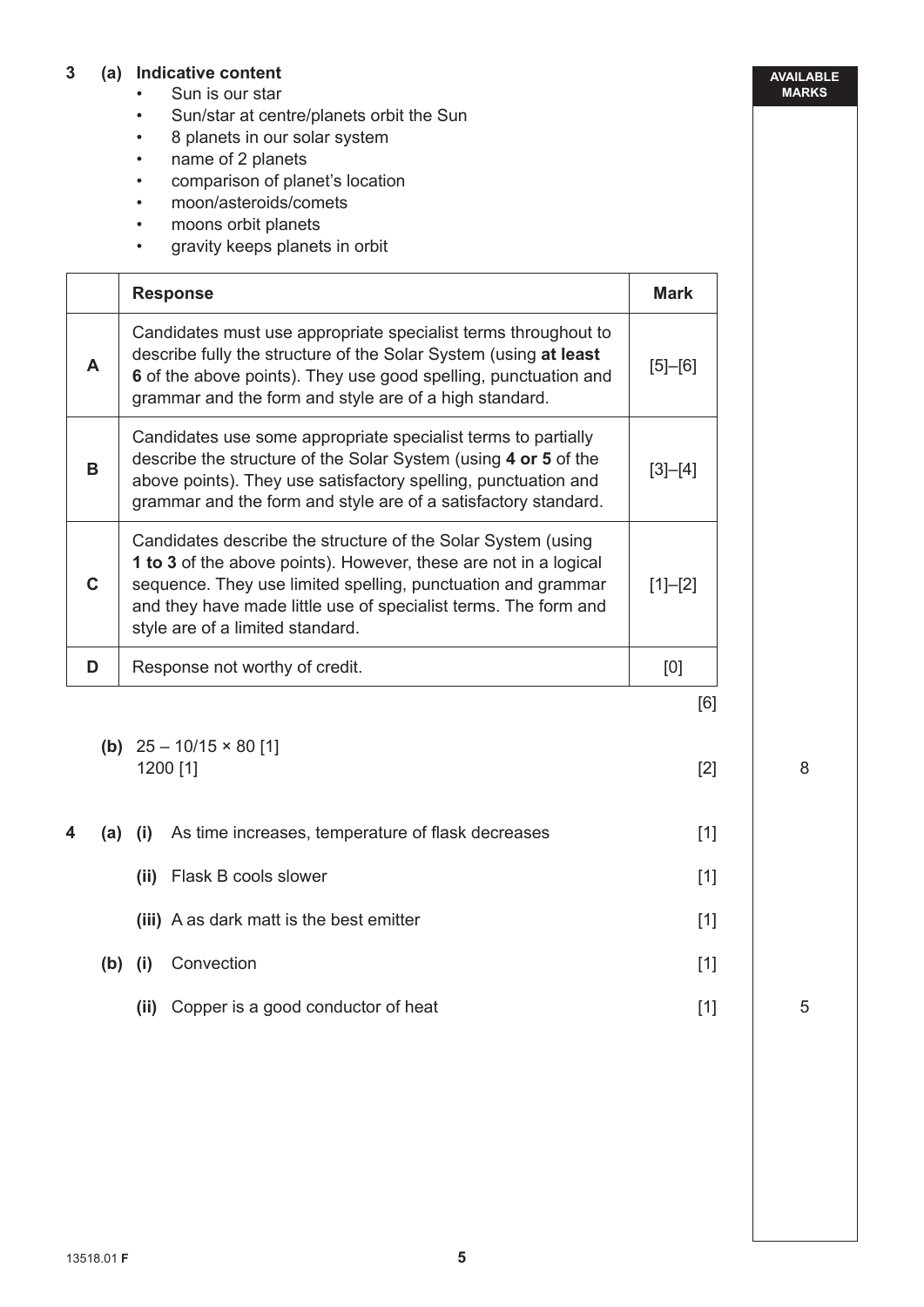**3 (a) Indicative content**

- Sun is our star
- Sun/star at centre/planets orbit the Sun
- 8 planets in our solar system
- name of 2 planets
- comparison of planet's location
- moon/asteroids/comets
- moons orbit planets
- gravity keeps planets in orbit

| | Response | Mark |
|---|---|---|
| A | Candidates must use appropriate specialist terms throughout to describe fully the structure of the Solar System (using **at least 6** of the above points). They use good spelling, punctuation and grammar and the form and style are of a high standard. | [5]–[6] |
| B | Candidates use some appropriate specialist terms to partially describe the structure of the Solar System (using **4 or 5** of the above points). They use satisfactory spelling, punctuation and grammar and the form and style are of a satisfactory standard. | [3]–[4] |
| C | Candidates describe the structure of the Solar System (using **1 to 3** of the above points). However, these are not in a logical sequence. They use limited spelling, punctuation and grammar and they have made little use of specialist terms. The form and style are of a limited standard. | [1]–[2] |
| D | Response not worthy of credit. | [0] |

[6]

**(b)** $25 - 10/15 \times 80$ [1]
1200 [1] [2] — AVAILABLE MARKS: 8

**4 (a) (i)** As time increases, temperature of flask decreases [1]

**(ii)** Flask B cools slower [1]

**(iii)** A as dark matt is the best emitter [1]

**(b) (i)** Convection [1]

**(ii)** Copper is a good conductor of heat [1] — AVAILABLE MARKS: 5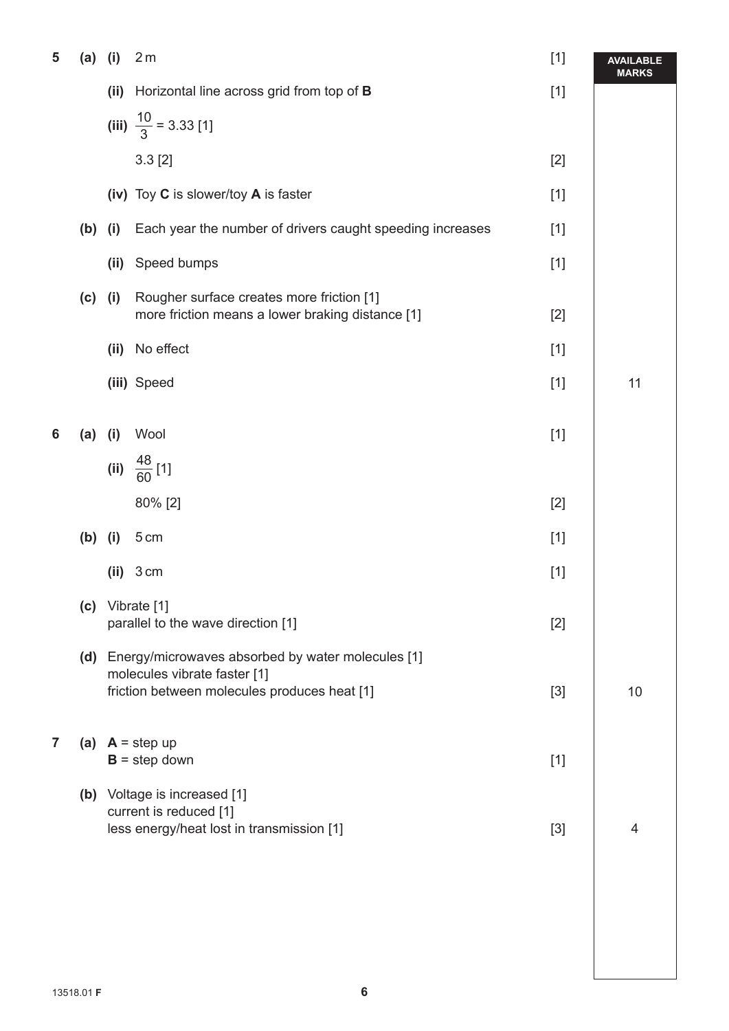| | | | | | AVAILABLE MARKS |
|---|---|---|---|---|---|
| 5 | (a) | (i) | 2 m | [1] | |
| | | (ii) | Horizontal line across grid from top of **B** | [1] | |
| | | (iii) | $\frac{10}{3} = 3.33$ [1] | | |
| | | | 3.3 [2] | [2] | |
| | | (iv) | Toy **C** is slower/toy **A** is faster | [1] | |
| | (b) | (i) | Each year the number of drivers caught speeding increases | [1] | |
| | | (ii) | Speed bumps | [1] | |
| | (c) | (i) | Rougher surface creates more friction [1]<br>more friction means a lower braking distance [1] | [2] | |
| | | (ii) | No effect | [1] | |
| | | (iii) | Speed | [1] | 11 |
| 6 | (a) | (i) | Wool | [1] | |
| | | (ii) | $\frac{48}{60}$ [1] | | |
| | | | 80% [2] | [2] | |
| | (b) | (i) | 5 cm | [1] | |
| | | (ii) | 3 cm | [1] | |
| | (c) | | Vibrate [1]<br>parallel to the wave direction [1] | [2] | |
| | (d) | | Energy/microwaves absorbed by water molecules [1]<br>molecules vibrate faster [1]<br>friction between molecules produces heat [1] | [3] | 10 |
| 7 | (a) | | **A** = step up<br>**B** = step down | [1] | |
| | (b) | | Voltage is increased [1]<br>current is reduced [1]<br>less energy/heat lost in transmission [1] | [3] | 4 |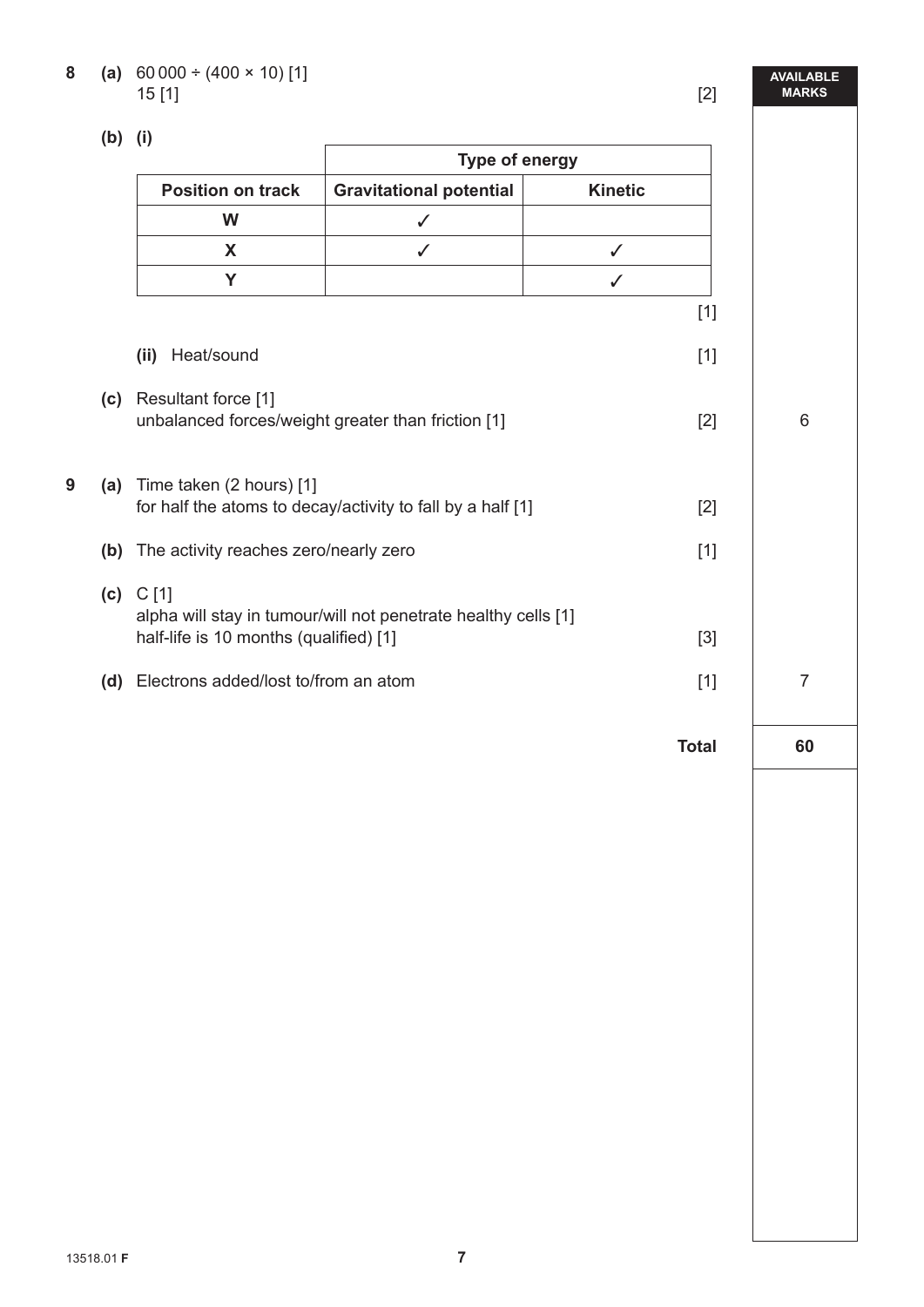**AVAILABLE MARKS**

**8** **(a)** 60 000 ÷ (400 × 10) [1]
15 [1] [2]

**(b)** **(i)**

| | Type of energy | |
|---|---|---|
| **Position on track** | **Gravitational potential** | **Kinetic** |
| **W** | ✓ | |
| **X** | ✓ | ✓ |
| **Y** | | ✓ |

[1]

**(ii)** Heat/sound [1]

**(c)** Resultant force [1]
unbalanced forces/weight greater than friction [1] [2] 6

**9** **(a)** Time taken (2 hours) [1]
for half the atoms to decay/activity to fall by a half [1] [2]

**(b)** The activity reaches zero/nearly zero [1]

**(c)** C [1]
alpha will stay in tumour/will not penetrate healthy cells [1]
half-life is 10 months (qualified) [1] [3]

**(d)** Electrons added/lost to/from an atom [1] 7

**Total** **60**